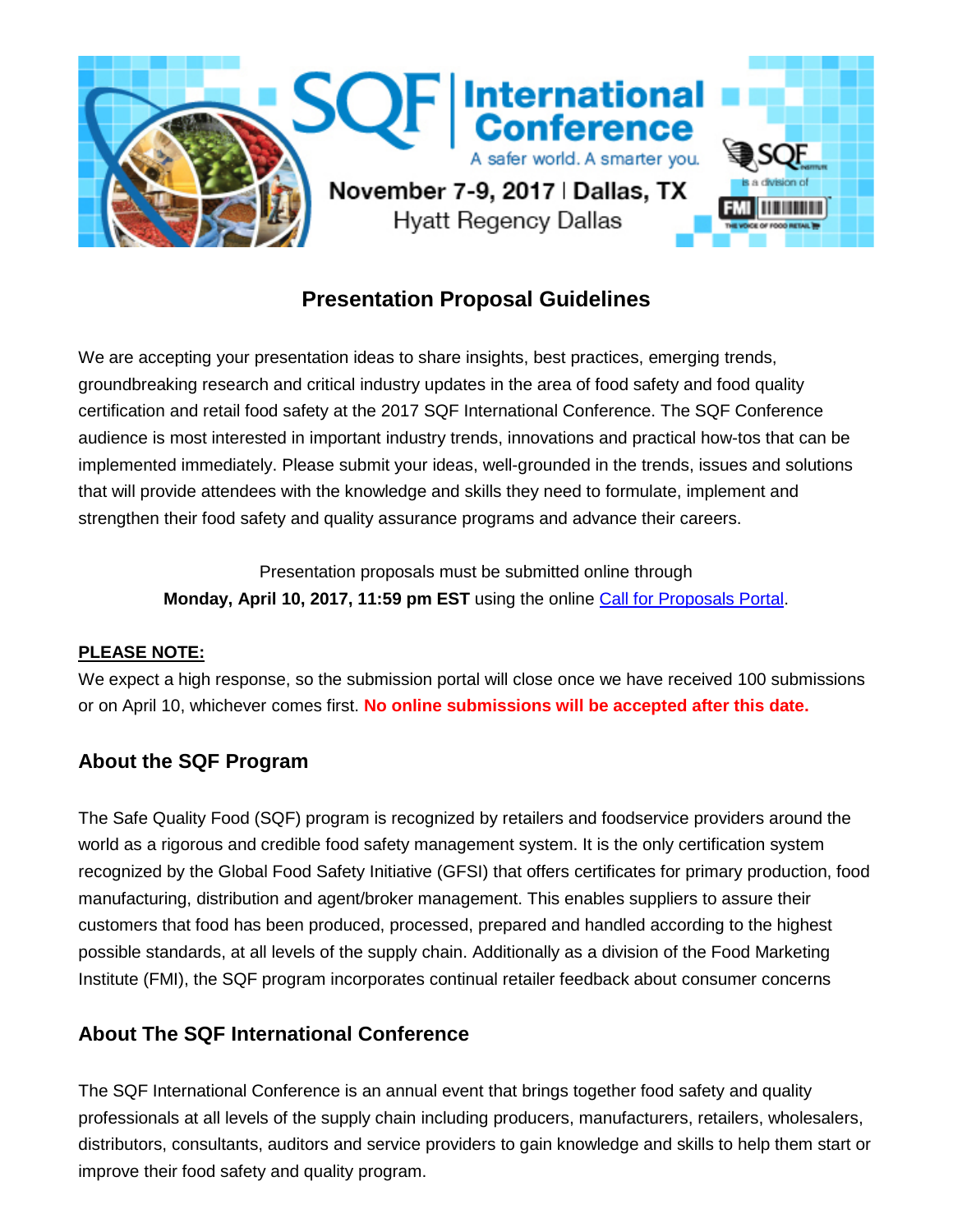# SQF International Conference

A safer world. A smarter you.

November 7-9, 2017 | Dallas, TX
Hyatt Regency Dallas

## Presentation Proposal Guidelines

We are accepting your presentation ideas to share insights, best practices, emerging trends, groundbreaking research and critical industry updates in the area of food safety and food quality certification and retail food safety at the 2017 SQF International Conference. The SQF Conference audience is most interested in important industry trends, innovations and practical how-tos that can be implemented immediately. Please submit your ideas, well-grounded in the trends, issues and solutions that will provide attendees with the knowledge and skills they need to formulate, implement and strengthen their food safety and quality assurance programs and advance their careers.

Presentation proposals must be submitted online through **Monday, April 10, 2017, 11:59 pm EST** using the online Call for Proposals Portal.

**PLEASE NOTE:**

We expect a high response, so the submission portal will close once we have received 100 submissions or on April 10, whichever comes first. **No online submissions will be accepted after this date.**

### About the SQF Program

The Safe Quality Food (SQF) program is recognized by retailers and foodservice providers around the world as a rigorous and credible food safety management system. It is the only certification system recognized by the Global Food Safety Initiative (GFSI) that offers certificates for primary production, food manufacturing, distribution and agent/broker management. This enables suppliers to assure their customers that food has been produced, processed, prepared and handled according to the highest possible standards, at all levels of the supply chain. Additionally as a division of the Food Marketing Institute (FMI), the SQF program incorporates continual retailer feedback about consumer concerns

### About The SQF International Conference

The SQF International Conference is an annual event that brings together food safety and quality professionals at all levels of the supply chain including producers, manufacturers, retailers, wholesalers, distributors, consultants, auditors and service providers to gain knowledge and skills to help them start or improve their food safety and quality program.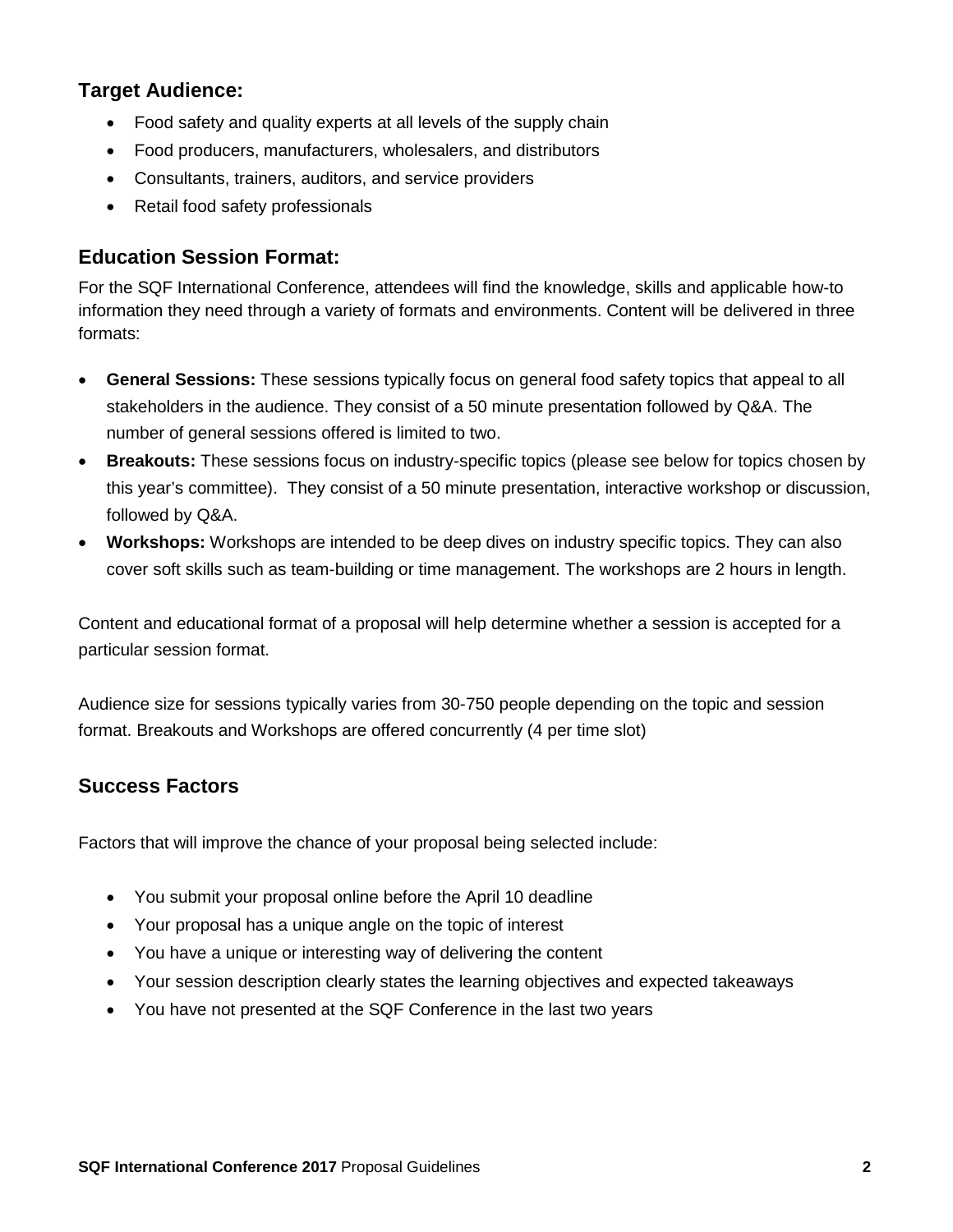## Target Audience:

- Food safety and quality experts at all levels of the supply chain
- Food producers, manufacturers, wholesalers, and distributors
- Consultants, trainers, auditors, and service providers
- Retail food safety professionals

## Education Session Format:

For the SQF International Conference, attendees will find the knowledge, skills and applicable how-to information they need through a variety of formats and environments. Content will be delivered in three formats:

- **General Sessions:** These sessions typically focus on general food safety topics that appeal to all stakeholders in the audience. They consist of a 50 minute presentation followed by Q&A. The number of general sessions offered is limited to two.
- **Breakouts:** These sessions focus on industry-specific topics (please see below for topics chosen by this year's committee). They consist of a 50 minute presentation, interactive workshop or discussion, followed by Q&A.
- **Workshops:** Workshops are intended to be deep dives on industry specific topics. They can also cover soft skills such as team-building or time management. The workshops are 2 hours in length.

Content and educational format of a proposal will help determine whether a session is accepted for a particular session format.

Audience size for sessions typically varies from 30-750 people depending on the topic and session format. Breakouts and Workshops are offered concurrently (4 per time slot)

## Success Factors

Factors that will improve the chance of your proposal being selected include:

- You submit your proposal online before the April 10 deadline
- Your proposal has a unique angle on the topic of interest
- You have a unique or interesting way of delivering the content
- Your session description clearly states the learning objectives and expected takeaways
- You have not presented at the SQF Conference in the last two years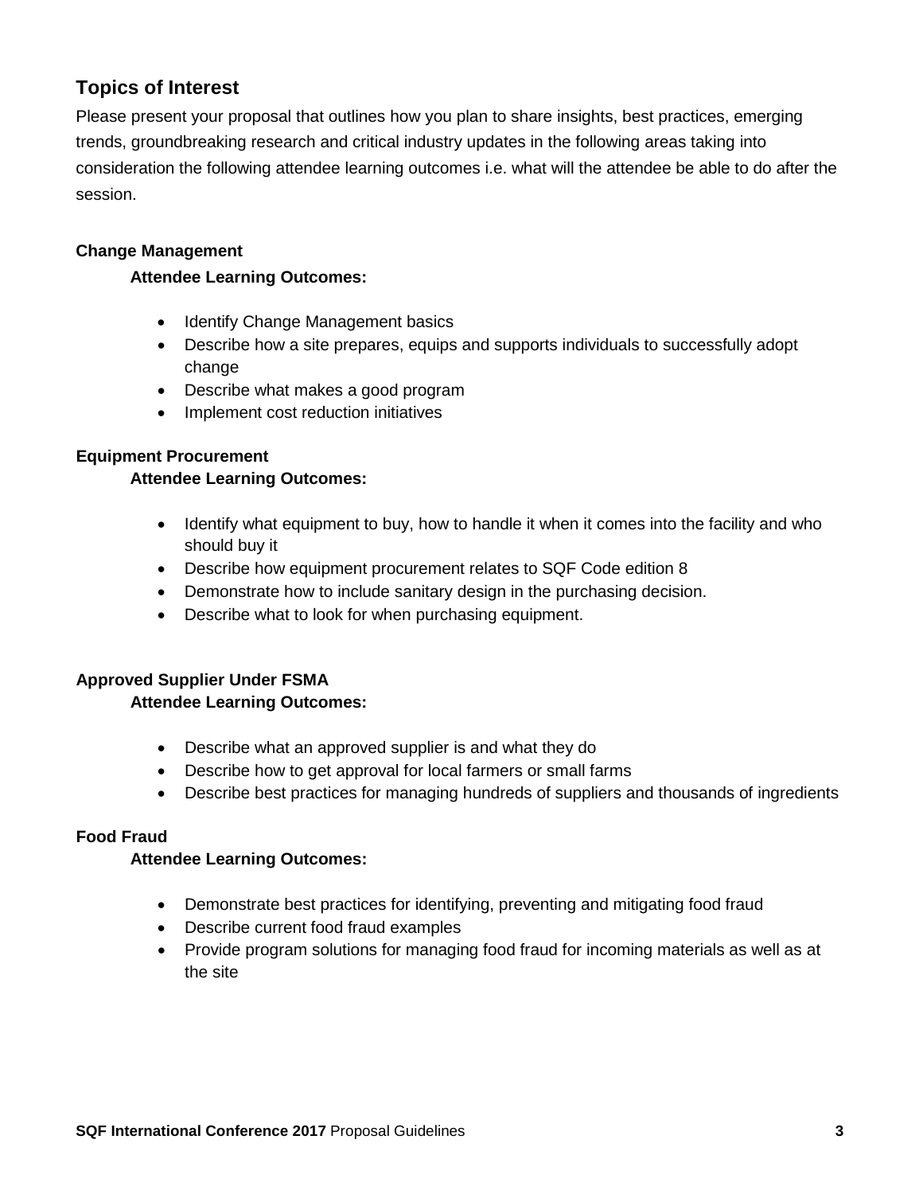## Topics of Interest

Please present your proposal that outlines how you plan to share insights, best practices, emerging trends, groundbreaking research and critical industry updates in the following areas taking into consideration the following attendee learning outcomes i.e. what will the attendee be able to do after the session.

### Change Management

**Attendee Learning Outcomes:**

- Identify Change Management basics
- Describe how a site prepares, equips and supports individuals to successfully adopt change
- Describe what makes a good program
- Implement cost reduction initiatives

### Equipment Procurement

**Attendee Learning Outcomes:**

- Identify what equipment to buy, how to handle it when it comes into the facility and who should buy it
- Describe how equipment procurement relates to SQF Code edition 8
- Demonstrate how to include sanitary design in the purchasing decision.
- Describe what to look for when purchasing equipment.

### Approved Supplier Under FSMA

**Attendee Learning Outcomes:**

- Describe what an approved supplier is and what they do
- Describe how to get approval for local farmers or small farms
- Describe best practices for managing hundreds of suppliers and thousands of ingredients

### Food Fraud

**Attendee Learning Outcomes:**

- Demonstrate best practices for identifying, preventing and mitigating food fraud
- Describe current food fraud examples
- Provide program solutions for managing food fraud for incoming materials as well as at the site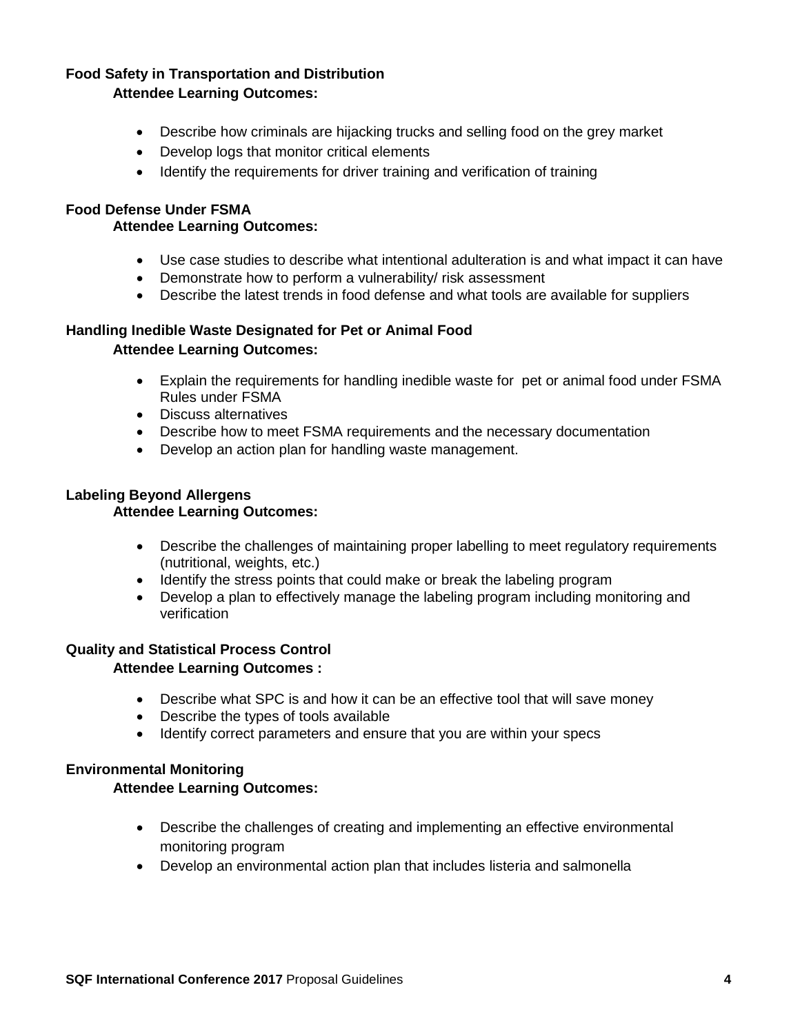**Food Safety in Transportation and Distribution**

**Attendee Learning Outcomes:**

- Describe how criminals are hijacking trucks and selling food on the grey market
- Develop logs that monitor critical elements
- Identify the requirements for driver training and verification of training

**Food Defense Under FSMA**

**Attendee Learning Outcomes:**

- Use case studies to describe what intentional adulteration is and what impact it can have
- Demonstrate how to perform a vulnerability/ risk assessment
- Describe the latest trends in food defense and what tools are available for suppliers

**Handling Inedible Waste Designated for Pet or Animal Food**

**Attendee Learning Outcomes:**

- Explain the requirements for handling inedible waste for pet or animal food under FSMA Rules under FSMA
- Discuss alternatives
- Describe how to meet FSMA requirements and the necessary documentation
- Develop an action plan for handling waste management.

**Labeling Beyond Allergens**

**Attendee Learning Outcomes:**

- Describe the challenges of maintaining proper labelling to meet regulatory requirements (nutritional, weights, etc.)
- Identify the stress points that could make or break the labeling program
- Develop a plan to effectively manage the labeling program including monitoring and verification

**Quality and Statistical Process Control**

**Attendee Learning Outcomes :**

- Describe what SPC is and how it can be an effective tool that will save money
- Describe the types of tools available
- Identify correct parameters and ensure that you are within your specs

**Environmental Monitoring**

**Attendee Learning Outcomes:**

- Describe the challenges of creating and implementing an effective environmental monitoring program
- Develop an environmental action plan that includes listeria and salmonella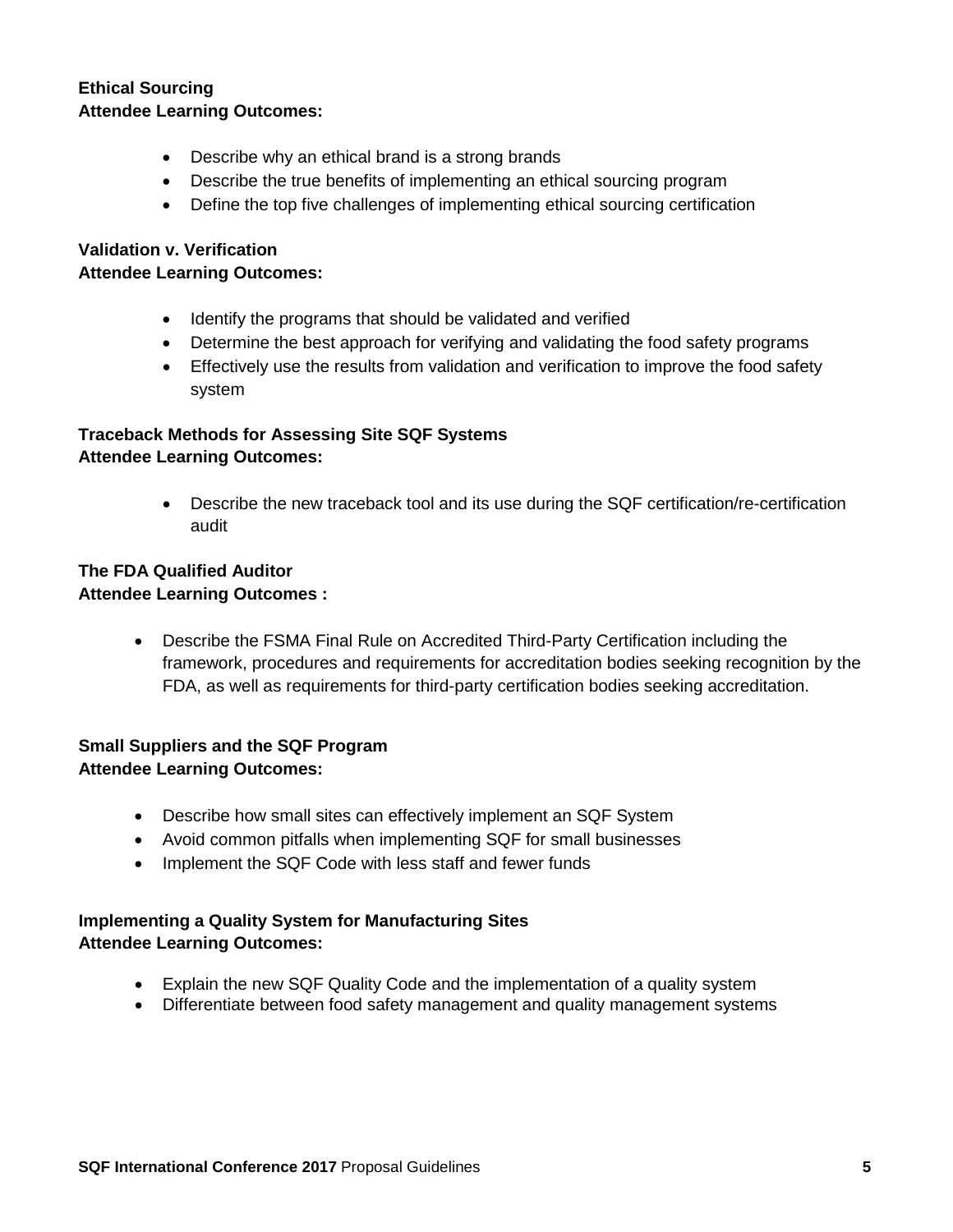**Ethical Sourcing**
**Attendee Learning Outcomes:**

- Describe why an ethical brand is a strong brands
- Describe the true benefits of implementing an ethical sourcing program
- Define the top five challenges of implementing ethical sourcing certification

**Validation v. Verification**
**Attendee Learning Outcomes:**

- Identify the programs that should be validated and verified
- Determine the best approach for verifying and validating the food safety programs
- Effectively use the results from validation and verification to improve the food safety system

**Traceback Methods for Assessing Site SQF Systems**
**Attendee Learning Outcomes:**

- Describe the new traceback tool and its use during the SQF certification/re-certification audit

**The FDA Qualified Auditor**
**Attendee Learning Outcomes :**

- Describe the FSMA Final Rule on Accredited Third-Party Certification including the framework, procedures and requirements for accreditation bodies seeking recognition by the FDA, as well as requirements for third-party certification bodies seeking accreditation.

**Small Suppliers and the SQF Program**
**Attendee Learning Outcomes:**

- Describe how small sites can effectively implement an SQF System
- Avoid common pitfalls when implementing SQF for small businesses
- Implement the SQF Code with less staff and fewer funds

**Implementing a Quality System for Manufacturing Sites**
**Attendee Learning Outcomes:**

- Explain the new SQF Quality Code and the implementation of a quality system
- Differentiate between food safety management and quality management systems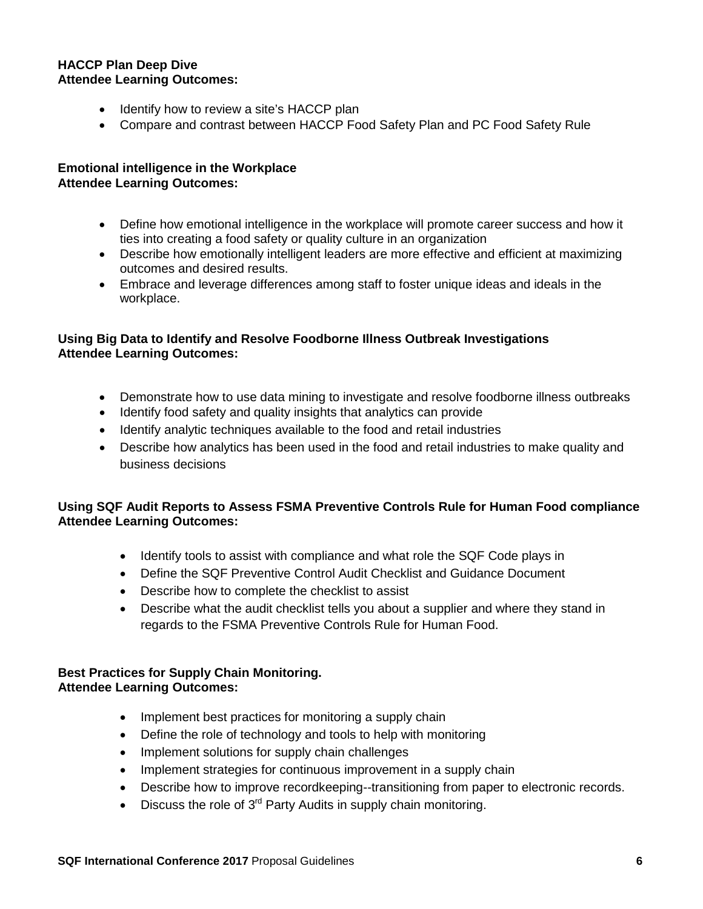**HACCP Plan Deep Dive**
**Attendee Learning Outcomes:**

- Identify how to review a site's HACCP plan
- Compare and contrast between HACCP Food Safety Plan and PC Food Safety Rule

**Emotional intelligence in the Workplace**
**Attendee Learning Outcomes:**

- Define how emotional intelligence in the workplace will promote career success and how it ties into creating a food safety or quality culture in an organization
- Describe how emotionally intelligent leaders are more effective and efficient at maximizing outcomes and desired results.
- Embrace and leverage differences among staff to foster unique ideas and ideals in the workplace.

**Using Big Data to Identify and Resolve Foodborne Illness Outbreak Investigations**
**Attendee Learning Outcomes:**

- Demonstrate how to use data mining to investigate and resolve foodborne illness outbreaks
- Identify food safety and quality insights that analytics can provide
- Identify analytic techniques available to the food and retail industries
- Describe how analytics has been used in the food and retail industries to make quality and business decisions

**Using SQF Audit Reports to Assess FSMA Preventive Controls Rule for Human Food compliance**
**Attendee Learning Outcomes:**

- Identify tools to assist with compliance and what role the SQF Code plays in
- Define the SQF Preventive Control Audit Checklist and Guidance Document
- Describe how to complete the checklist to assist
- Describe what the audit checklist tells you about a supplier and where they stand in regards to the FSMA Preventive Controls Rule for Human Food.

**Best Practices for Supply Chain Monitoring.**
**Attendee Learning Outcomes:**

- Implement best practices for monitoring a supply chain
- Define the role of technology and tools to help with monitoring
- Implement solutions for supply chain challenges
- Implement strategies for continuous improvement in a supply chain
- Describe how to improve recordkeeping--transitioning from paper to electronic records.
- Discuss the role of 3rd Party Audits in supply chain monitoring.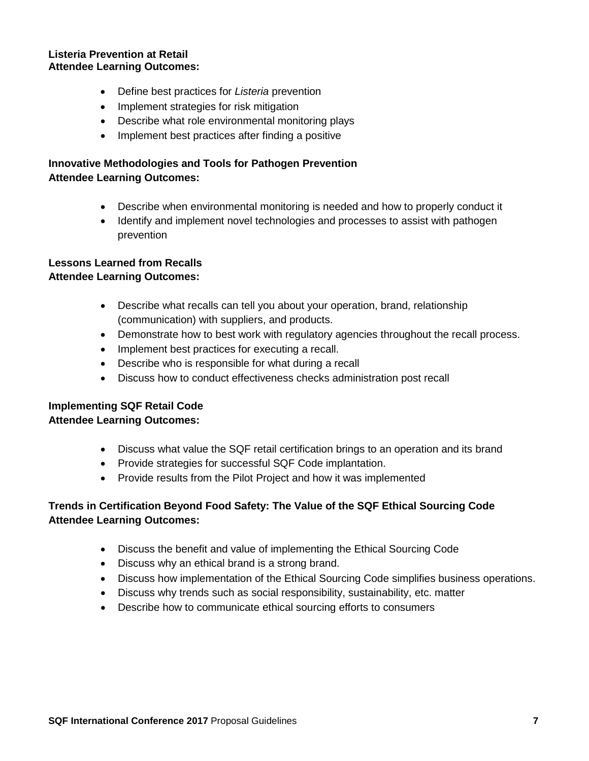**Listeria Prevention at Retail**
**Attendee Learning Outcomes:**

- Define best practices for *Listeria* prevention
- Implement strategies for risk mitigation
- Describe what role environmental monitoring plays
- Implement best practices after finding a positive

**Innovative Methodologies and Tools for Pathogen Prevention**
**Attendee Learning Outcomes:**

- Describe when environmental monitoring is needed and how to properly conduct it
- Identify and implement novel technologies and processes to assist with pathogen prevention

**Lessons Learned from Recalls**
**Attendee Learning Outcomes:**

- Describe what recalls can tell you about your operation, brand, relationship (communication) with suppliers, and products.
- Demonstrate how to best work with regulatory agencies throughout the recall process.
- Implement best practices for executing a recall.
- Describe who is responsible for what during a recall
- Discuss how to conduct effectiveness checks administration post recall

**Implementing SQF Retail Code**
**Attendee Learning Outcomes:**

- Discuss what value the SQF retail certification brings to an operation and its brand
- Provide strategies for successful SQF Code implantation.
- Provide results from the Pilot Project and how it was implemented

**Trends in Certification Beyond Food Safety: The Value of the SQF Ethical Sourcing Code**
**Attendee Learning Outcomes:**

- Discuss the benefit and value of implementing the Ethical Sourcing Code
- Discuss why an ethical brand is a strong brand.
- Discuss how implementation of the Ethical Sourcing Code simplifies business operations.
- Discuss why trends such as social responsibility, sustainability, etc. matter
- Describe how to communicate ethical sourcing efforts to consumers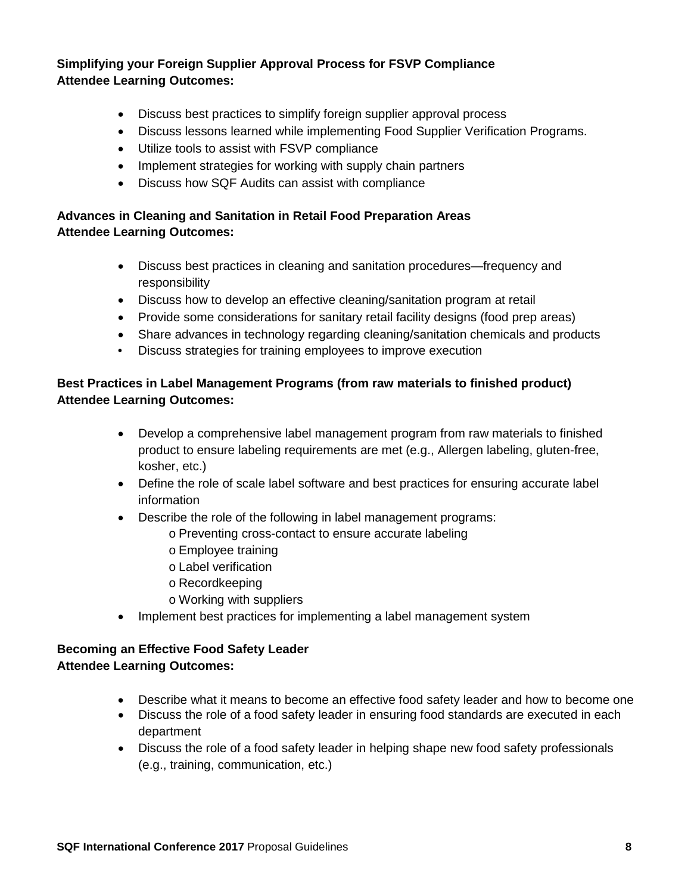**Simplifying your Foreign Supplier Approval Process for FSVP Compliance**
**Attendee Learning Outcomes:**

- Discuss best practices to simplify foreign supplier approval process
- Discuss lessons learned while implementing Food Supplier Verification Programs.
- Utilize tools to assist with FSVP compliance
- Implement strategies for working with supply chain partners
- Discuss how SQF Audits can assist with compliance

**Advances in Cleaning and Sanitation in Retail Food Preparation Areas**
**Attendee Learning Outcomes:**

- Discuss best practices in cleaning and sanitation procedures—frequency and responsibility
- Discuss how to develop an effective cleaning/sanitation program at retail
- Provide some considerations for sanitary retail facility designs (food prep areas)
- Share advances in technology regarding cleaning/sanitation chemicals and products
- Discuss strategies for training employees to improve execution

**Best Practices in Label Management Programs (from raw materials to finished product)**
**Attendee Learning Outcomes:**

- Develop a comprehensive label management program from raw materials to finished product to ensure labeling requirements are met (e.g., Allergen labeling, gluten-free, kosher, etc.)
- Define the role of scale label software and best practices for ensuring accurate label information
- Describe the role of the following in label management programs:
  - Preventing cross-contact to ensure accurate labeling
  - Employee training
  - Label verification
  - Recordkeeping
  - Working with suppliers
- Implement best practices for implementing a label management system

**Becoming an Effective Food Safety Leader**
**Attendee Learning Outcomes:**

- Describe what it means to become an effective food safety leader and how to become one
- Discuss the role of a food safety leader in ensuring food standards are executed in each department
- Discuss the role of a food safety leader in helping shape new food safety professionals (e.g., training, communication, etc.)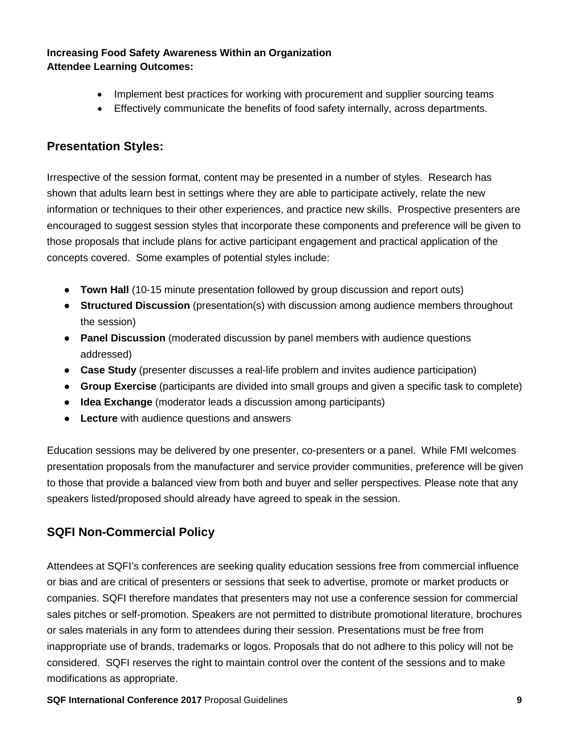**Increasing Food Safety Awareness Within an Organization**
**Attendee Learning Outcomes:**

- Implement best practices for working with procurement and supplier sourcing teams
- Effectively communicate the benefits of food safety internally, across departments.

## Presentation Styles:

Irrespective of the session format, content may be presented in a number of styles. Research has shown that adults learn best in settings where they are able to participate actively, relate the new information or techniques to their other experiences, and practice new skills. Prospective presenters are encouraged to suggest session styles that incorporate these components and preference will be given to those proposals that include plans for active participant engagement and practical application of the concepts covered. Some examples of potential styles include:

- **Town Hall** (10-15 minute presentation followed by group discussion and report outs)
- **Structured Discussion** (presentation(s) with discussion among audience members throughout the session)
- **Panel Discussion** (moderated discussion by panel members with audience questions addressed)
- **Case Study** (presenter discusses a real-life problem and invites audience participation)
- **Group Exercise** (participants are divided into small groups and given a specific task to complete)
- **Idea Exchange** (moderator leads a discussion among participants)
- **Lecture** with audience questions and answers

Education sessions may be delivered by one presenter, co-presenters or a panel. While FMI welcomes presentation proposals from the manufacturer and service provider communities, preference will be given to those that provide a balanced view from both and buyer and seller perspectives. Please note that any speakers listed/proposed should already have agreed to speak in the session.

## SQFI Non-Commercial Policy

Attendees at SQFI's conferences are seeking quality education sessions free from commercial influence or bias and are critical of presenters or sessions that seek to advertise, promote or market products or companies. SQFI therefore mandates that presenters may not use a conference session for commercial sales pitches or self-promotion. Speakers are not permitted to distribute promotional literature, brochures or sales materials in any form to attendees during their session. Presentations must be free from inappropriate use of brands, trademarks or logos. Proposals that do not adhere to this policy will not be considered. SQFI reserves the right to maintain control over the content of the sessions and to make modifications as appropriate.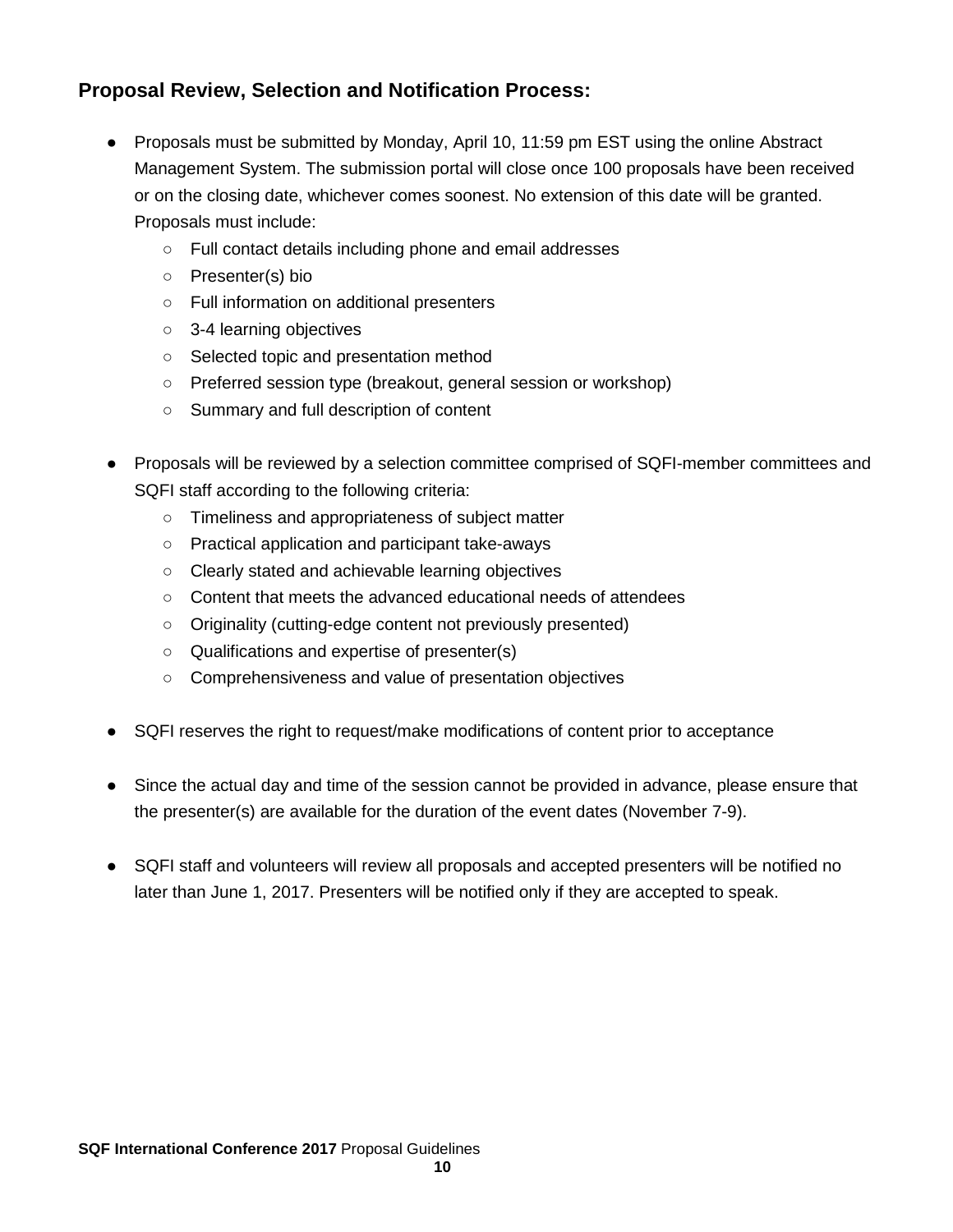## Proposal Review, Selection and Notification Process:

- Proposals must be submitted by Monday, April 10, 11:59 pm EST using the online Abstract Management System. The submission portal will close once 100 proposals have been received or on the closing date, whichever comes soonest. No extension of this date will be granted. Proposals must include:
    - Full contact details including phone and email addresses
    - Presenter(s) bio
    - Full information on additional presenters
    - 3-4 learning objectives
    - Selected topic and presentation method
    - Preferred session type (breakout, general session or workshop)
    - Summary and full description of content

- Proposals will be reviewed by a selection committee comprised of SQFI-member committees and SQFI staff according to the following criteria:
    - Timeliness and appropriateness of subject matter
    - Practical application and participant take-aways
    - Clearly stated and achievable learning objectives
    - Content that meets the advanced educational needs of attendees
    - Originality (cutting-edge content not previously presented)
    - Qualifications and expertise of presenter(s)
    - Comprehensiveness and value of presentation objectives

- SQFI reserves the right to request/make modifications of content prior to acceptance

- Since the actual day and time of the session cannot be provided in advance, please ensure that the presenter(s) are available for the duration of the event dates (November 7-9).

- SQFI staff and volunteers will review all proposals and accepted presenters will be notified no later than June 1, 2017. Presenters will be notified only if they are accepted to speak.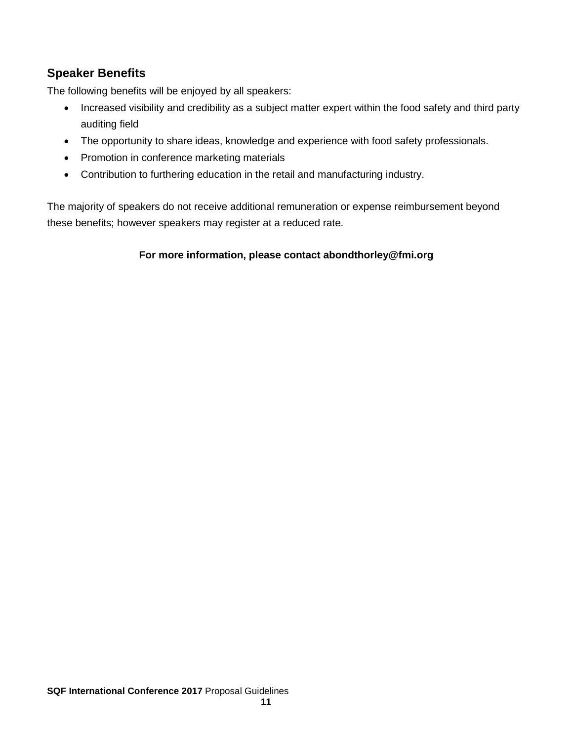## Speaker Benefits

The following benefits will be enjoyed by all speakers:

- Increased visibility and credibility as a subject matter expert within the food safety and third party auditing field
- The opportunity to share ideas, knowledge and experience with food safety professionals.
- Promotion in conference marketing materials
- Contribution to furthering education in the retail and manufacturing industry.

The majority of speakers do not receive additional remuneration or expense reimbursement beyond these benefits; however speakers may register at a reduced rate.

**For more information, please contact abondthorley@fmi.org**